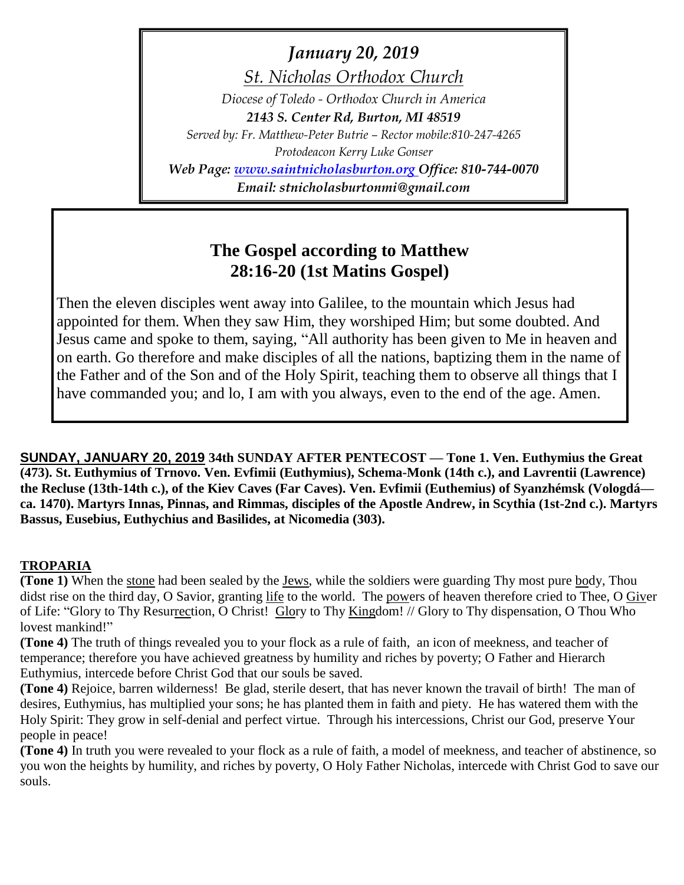*January 20, 2019*

*St. Nicholas Orthodox Church*

*Diocese of Toledo - Orthodox Church in America*

***2143 S. Center Rd, Burton, MI 48519***

*Served by: Fr. Matthew-Peter Butrie – Rector mobile:810-247-4265*

*Protodeacon Kerry Luke Gonser*

***Web Page: www.saintnicholasburton.org Office: 810-744-0070***

***Email: stnicholasburtonmi@gmail.com***

## The Gospel according to Matthew 28:16-20 (1st Matins Gospel)

Then the eleven disciples went away into Galilee, to the mountain which Jesus had appointed for them. When they saw Him, they worshiped Him; but some doubted. And Jesus came and spoke to them, saying, "All authority has been given to Me in heaven and on earth. Go therefore and make disciples of all the nations, baptizing them in the name of the Father and of the Son and of the Holy Spirit, teaching them to observe all things that I have commanded you; and lo, I am with you always, even to the end of the age. Amen.

**SUNDAY, JANUARY 20, 2019 34th SUNDAY AFTER PENTECOST — Tone 1. Ven. Euthymius the Great (473). St. Euthymius of Trnovo. Ven. Evfimii (Euthymius), Schema-Monk (14th c.), and Lavrentii (Lawrence) the Recluse (13th-14th c.), of the Kiev Caves (Far Caves). Ven. Evfimii (Euthemius) of Syanzhémsk (Vologdá—ca. 1470). Martyrs Innas, Pinnas, and Rimmas, disciples of the Apostle Andrew, in Scythia (1st-2nd c.). Martyrs Bassus, Eusebius, Euthychius and Basilides, at Nicomedia (303).**

**TROPARIA**

**(Tone 1)** When the stone had been sealed by the Jews, while the soldiers were guarding Thy most pure body, Thou didst rise on the third day, O Savior, granting life to the world. The powers of heaven therefore cried to Thee, O Giver of Life: "Glory to Thy Resurrection, O Christ! Glory to Thy Kingdom! // Glory to Thy dispensation, O Thou Who lovest mankind!"

**(Tone 4)** The truth of things revealed you to your flock as a rule of faith, an icon of meekness, and teacher of temperance; therefore you have achieved greatness by humility and riches by poverty; O Father and Hierarch Euthymius, intercede before Christ God that our souls be saved.

**(Tone 4)** Rejoice, barren wilderness! Be glad, sterile desert, that has never known the travail of birth! The man of desires, Euthymius, has multiplied your sons; he has planted them in faith and piety. He has watered them with the Holy Spirit: They grow in self-denial and perfect virtue. Through his intercessions, Christ our God, preserve Your people in peace!

**(Tone 4)** In truth you were revealed to your flock as a rule of faith, a model of meekness, and teacher of abstinence, so you won the heights by humility, and riches by poverty, O Holy Father Nicholas, intercede with Christ God to save our souls.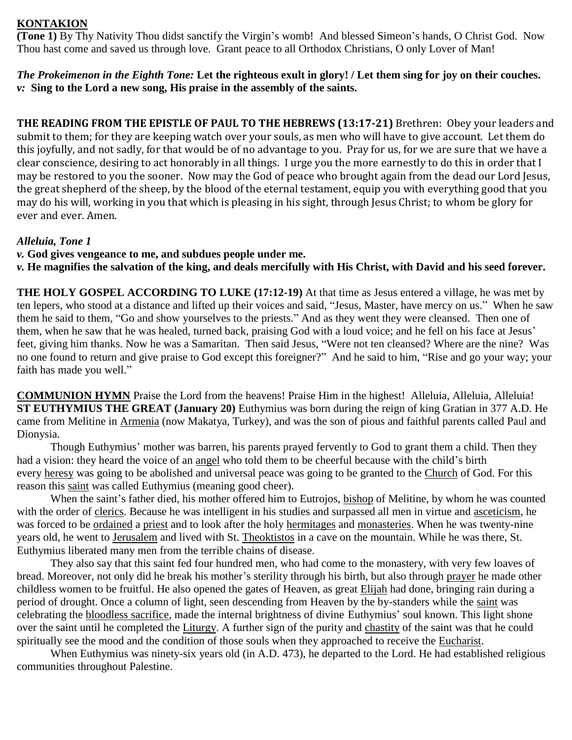**KONTAKION**

**(Tone 1)** By Thy Nativity Thou didst sanctify the Virgin's womb! And blessed Simeon's hands, O Christ God. Now Thou hast come and saved us through love. Grant peace to all Orthodox Christians, O only Lover of Man!

***The Prokeimenon in the Eighth Tone:*** **Let the righteous exult in glory! / Let them sing for joy on their couches.**
***v:*** **Sing to the Lord a new song, His praise in the assembly of the saints.**

**THE READING FROM THE EPISTLE OF PAUL TO THE HEBREWS (13:17-21)** Brethren: Obey your leaders and submit to them; for they are keeping watch over your souls, as men who will have to give account. Let them do this joyfully, and not sadly, for that would be of no advantage to you. Pray for us, for we are sure that we have a clear conscience, desiring to act honorably in all things. I urge you the more earnestly to do this in order that I may be restored to you the sooner. Now may the God of peace who brought again from the dead our Lord Jesus, the great shepherd of the sheep, by the blood of the eternal testament, equip you with everything good that you may do his will, working in you that which is pleasing in his sight, through Jesus Christ; to whom be glory for ever and ever. Amen.

***Alleluia, Tone 1***

***v.*** **God gives vengeance to me, and subdues people under me.**
***v.*** **He magnifies the salvation of the king, and deals mercifully with His Christ, with David and his seed forever.**

**THE HOLY GOSPEL ACCORDING TO LUKE (17:12-19)** At that time as Jesus entered a village, he was met by ten lepers, who stood at a distance and lifted up their voices and said, "Jesus, Master, have mercy on us." When he saw them he said to them, "Go and show yourselves to the priests." And as they went they were cleansed. Then one of them, when he saw that he was healed, turned back, praising God with a loud voice; and he fell on his face at Jesus' feet, giving him thanks. Now he was a Samaritan. Then said Jesus, "Were not ten cleansed? Where are the nine? Was no one found to return and give praise to God except this foreigner?" And he said to him, "Rise and go your way; your faith has made you well."

**COMMUNION HYMN** Praise the Lord from the heavens! Praise Him in the highest! Alleluia, Alleluia, Alleluia!

**ST EUTHYMIUS THE GREAT (January 20)** Euthymius was born during the reign of king Gratian in 377 A.D. He came from Melitine in Armenia (now Makatya, Turkey), and was the son of pious and faithful parents called Paul and Dionysia.

Though Euthymius' mother was barren, his parents prayed fervently to God to grant them a child. Then they had a vision: they heard the voice of an angel who told them to be cheerful because with the child's birth every heresy was going to be abolished and universal peace was going to be granted to the Church of God. For this reason this saint was called Euthymius (meaning good cheer).

When the saint's father died, his mother offered him to Eutrojos, bishop of Melitine, by whom he was counted with the order of clerics. Because he was intelligent in his studies and surpassed all men in virtue and asceticism, he was forced to be ordained a priest and to look after the holy hermitages and monasteries. When he was twenty-nine years old, he went to Jerusalem and lived with St. Theoktistos in a cave on the mountain. While he was there, St. Euthymius liberated many men from the terrible chains of disease.

They also say that this saint fed four hundred men, who had come to the monastery, with very few loaves of bread. Moreover, not only did he break his mother's sterility through his birth, but also through prayer he made other childless women to be fruitful. He also opened the gates of Heaven, as great Elijah had done, bringing rain during a period of drought. Once a column of light, seen descending from Heaven by the by-standers while the saint was celebrating the bloodless sacrifice, made the internal brightness of divine Euthymius' soul known. This light shone over the saint until he completed the Liturgy. A further sign of the purity and chastity of the saint was that he could spiritually see the mood and the condition of those souls when they approached to receive the Eucharist.

When Euthymius was ninety-six years old (in A.D. 473), he departed to the Lord. He had established religious communities throughout Palestine.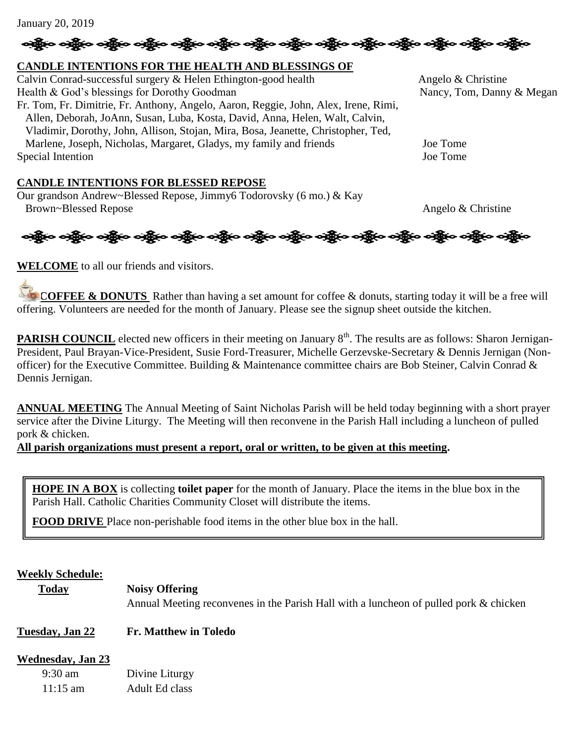January 20, 2019

## CANDLE INTENTIONS FOR THE HEALTH AND BLESSINGS OF

| Intention | Offered by |
| --- | --- |
| Calvin Conrad-successful surgery & Helen Ethington-good health | Angelo & Christine |
| Health & God's blessings for Dorothy Goodman | Nancy, Tom, Danny & Megan |
| Fr. Tom, Fr. Dimitrie, Fr. Anthony, Angelo, Aaron, Reggie, John, Alex, Irene, Rimi, Allen, Deborah, JoAnn, Susan, Luba, Kosta, David, Anna, Helen, Walt, Calvin, Vladimir, Dorothy, John, Allison, Stojan, Mira, Bosa, Jeanette, Christopher, Ted, Marlene, Joseph, Nicholas, Margaret, Gladys, my family and friends | Joe Tome |
| Special Intention | Joe Tome |

## CANDLE INTENTIONS FOR BLESSED REPOSE

| Intention | Offered by |
| --- | --- |
| Our grandson Andrew~Blessed Repose, Jimmy6 Todorovsky (6 mo.) & Kay Brown~Blessed Repose | Angelo & Christine |

**WELCOME** to all our friends and visitors.

**COFFEE & DONUTS** Rather than having a set amount for coffee & donuts, starting today it will be a free will offering. Volunteers are needed for the month of January. Please see the signup sheet outside the kitchen.

**PARISH COUNCIL** elected new officers in their meeting on January 8th. The results are as follows: Sharon Jernigan-President, Paul Brayan-Vice-President, Susie Ford-Treasurer, Michelle Gerzevske-Secretary & Dennis Jernigan (Non-officer) for the Executive Committee. Building & Maintenance committee chairs are Bob Steiner, Calvin Conrad & Dennis Jernigan.

**ANNUAL MEETING** The Annual Meeting of Saint Nicholas Parish will be held today beginning with a short prayer service after the Divine Liturgy. The Meeting will then reconvene in the Parish Hall including a luncheon of pulled pork & chicken.

**All parish organizations must present a report, oral or written, to be given at this meeting.**

**HOPE IN A BOX** is collecting **toilet paper** for the month of January. Place the items in the blue box in the Parish Hall. Catholic Charities Community Closet will distribute the items.

**FOOD DRIVE** Place non-perishable food items in the other blue box in the hall.

**Weekly Schedule:**

**Today** — **Noisy Offering**
Annual Meeting reconvenes in the Parish Hall with a luncheon of pulled pork & chicken

**Tuesday, Jan 22** — **Fr. Matthew in Toledo**

**Wednesday, Jan 23**
- 9:30 am — Divine Liturgy
- 11:15 am — Adult Ed class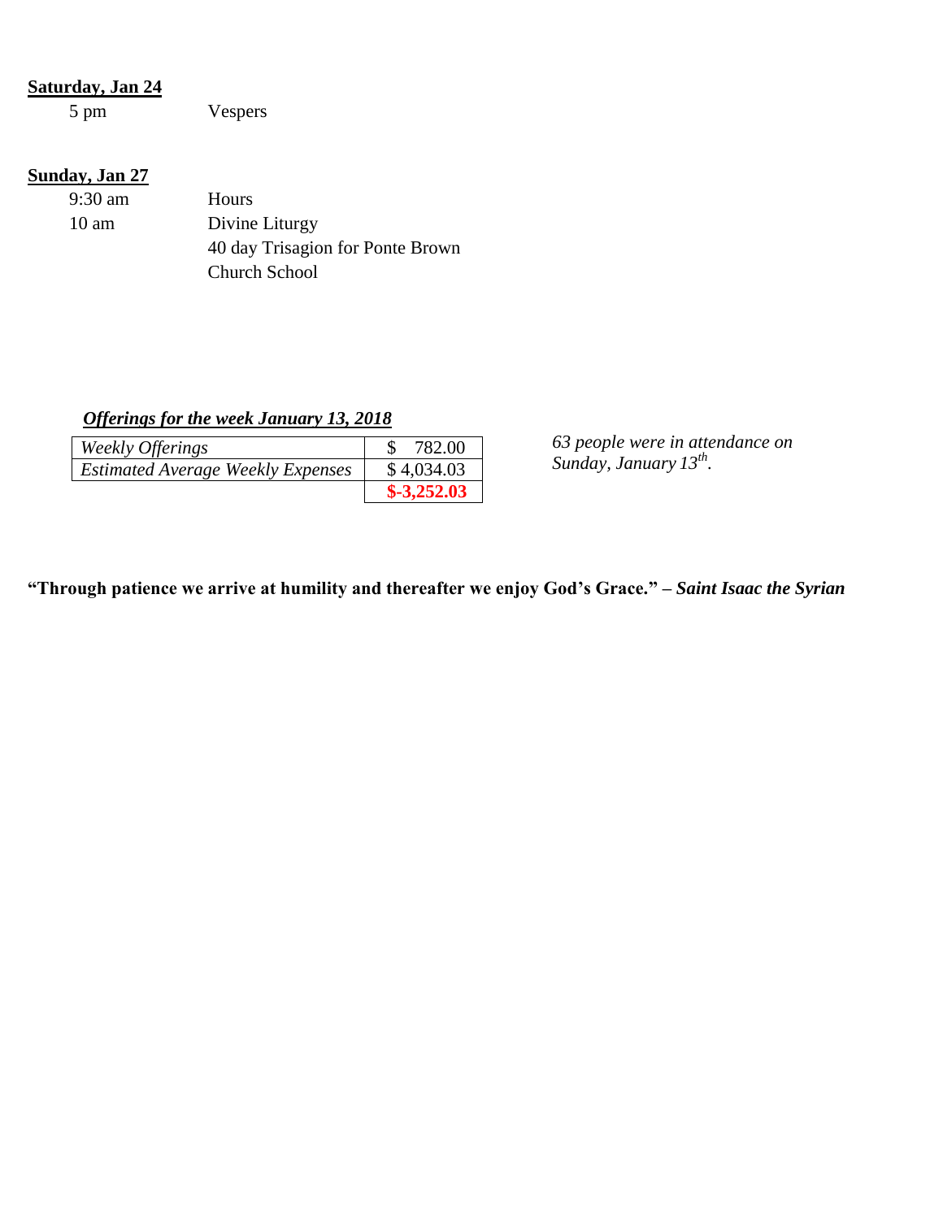**Saturday, Jan 24**

5 pm Vespers

**Sunday, Jan 27**

9:30 am Hours

10 am Divine Liturgy

40 day Trisagion for Ponte Brown

Church School

***Offerings for the week January 13, 2018***

| | |
|---|---|
| *Weekly Offerings* | $ 782.00 |
| *Estimated Average Weekly Expenses* | $ 4,034.03 |
| | **$-3,252.03** |

*63 people were in attendance on Sunday, January 13th.*

**"Through patience we arrive at humility and thereafter we enjoy God's Grace." –** ***Saint Isaac the Syrian***